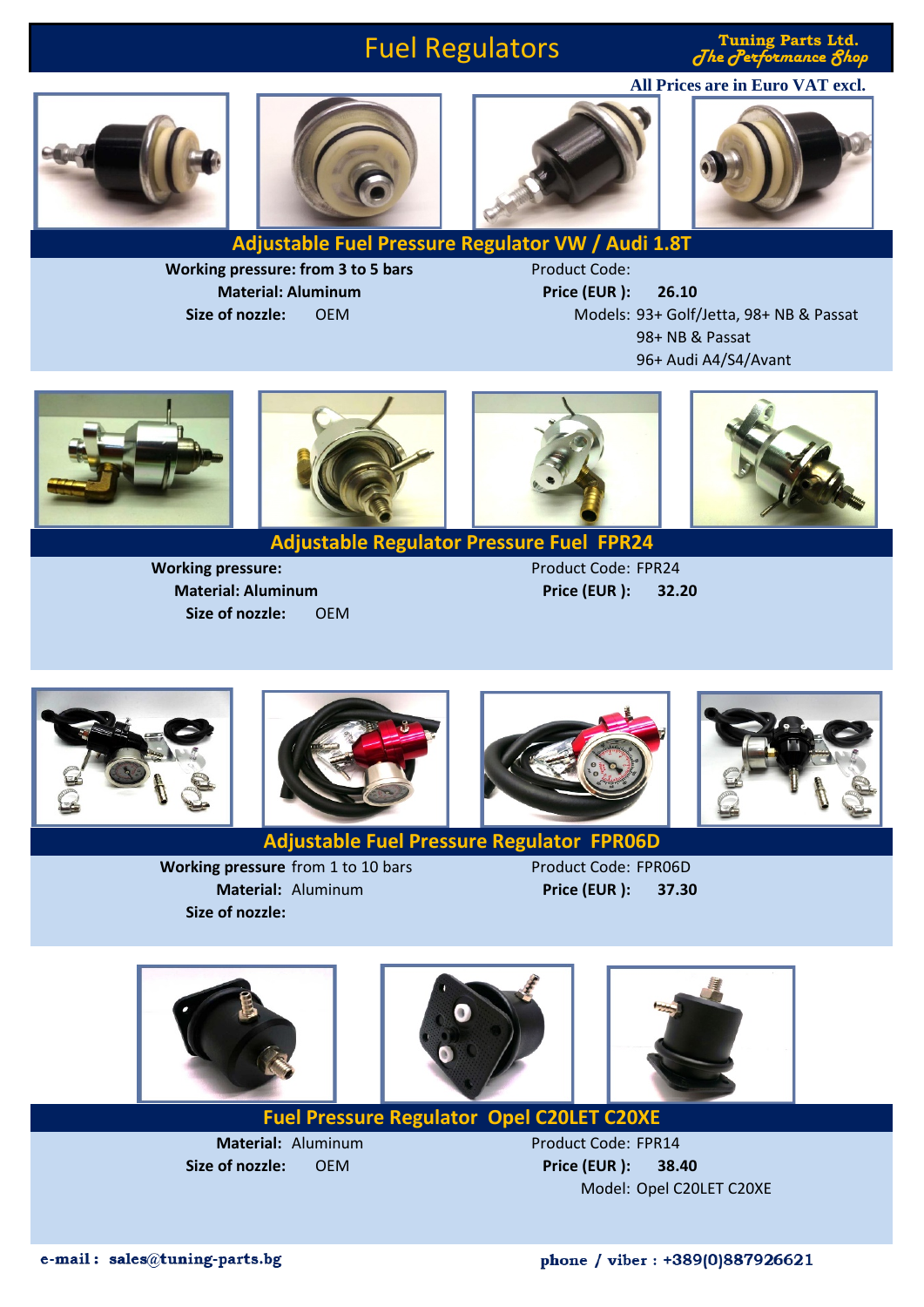# Fuel Regulators

**Tuning Parts Ltd.**
*The Performance Shop*

**All Prices are in Euro VAT excl.**

## Adjustable Fuel Pressure Regulator VW / Audi 1.8T

**Working pressure: from 3 to 5 bars**
**Material: Aluminum**
**Size of nozzle:** OEM

Product Code:
**Price (EUR ): 26.10**
Models: 93+ Golf/Jetta, 98+ NB & Passat
98+ NB & Passat
96+ Audi A4/S4/Avant

## Adjustable Regulator Pressure Fuel FPR24

**Working pressure:**
**Material: Aluminum**
**Size of nozzle:** OEM

Product Code: FPR24
**Price (EUR ): 32.20**

## Adjustable Fuel Pressure Regulator FPR06D

**Working pressure** from 1 to 10 bars
**Material:** Aluminum
**Size of nozzle:**

Product Code: FPR06D
**Price (EUR ): 37.30**

## Fuel Pressure Regulator Opel C20LET C20XE

**Material:** Aluminum
**Size of nozzle:** OEM

Product Code: FPR14
**Price (EUR ): 38.40**
Model: Opel C20LET C20XE

**e-mail : sales@tuning-parts.bg**

**phone / viber : +389(0)887926621**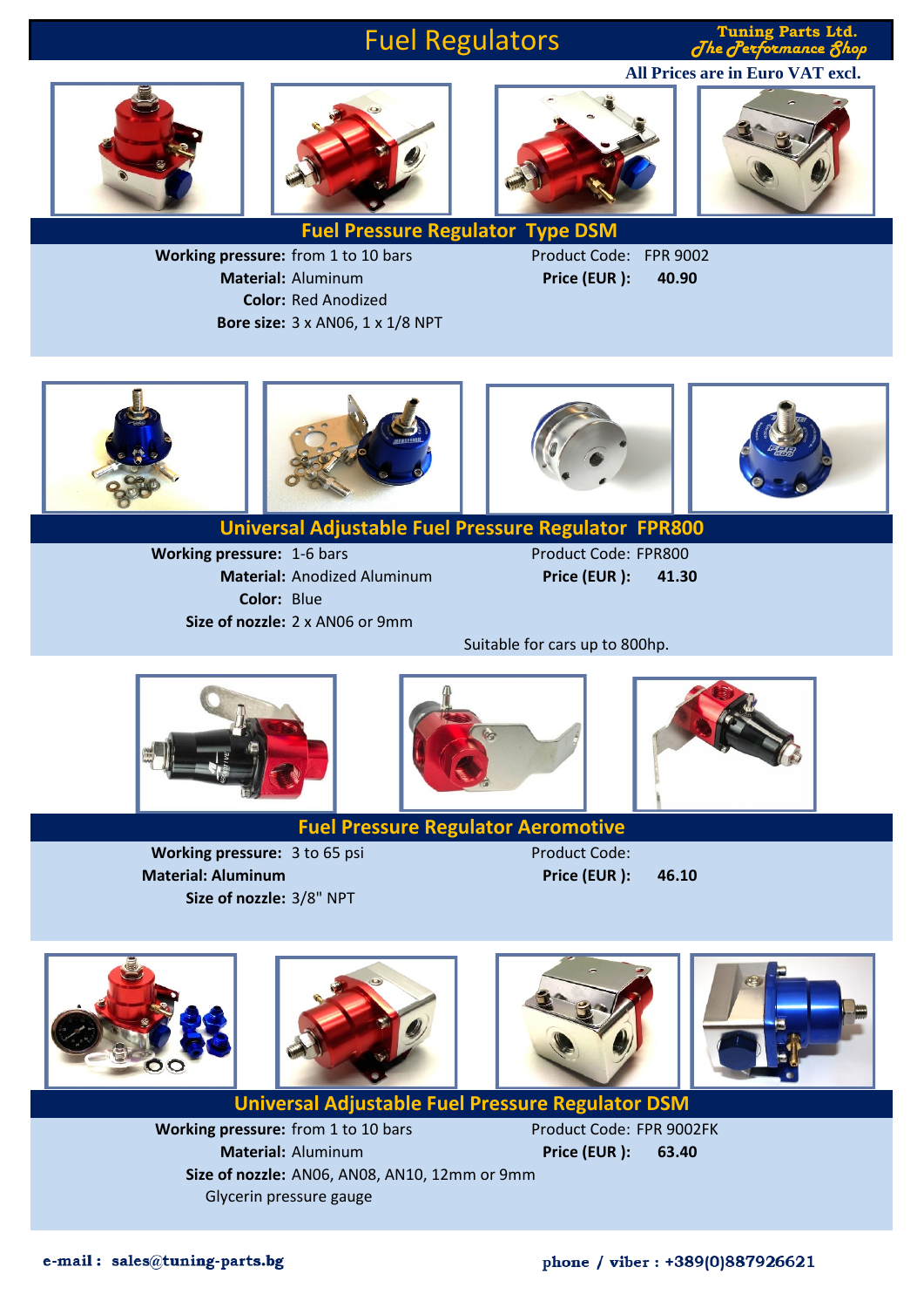# Fuel Regulators

**Tuning Parts Ltd.**
*The Performance Shop*

**All Prices are in Euro VAT excl.**

## Fuel Pressure Regulator Type DSM

**Working pressure:** from 1 to 10 bars
**Material:** Aluminum
**Color:** Red Anodized
**Bore size:** 3 x AN06, 1 x 1/8 NPT

Product Code: FPR 9002
**Price (EUR ):** **40.90**

## Universal Adjustable Fuel Pressure Regulator FPR800

**Working pressure:** 1-6 bars
**Material:** Anodized Aluminum
**Color:** Blue
**Size of nozzle:** 2 x AN06 or 9mm

Product Code: FPR800
**Price (EUR ):** **41.30**

Suitable for cars up to 800hp.

## Fuel Pressure Regulator Aeromotive

**Working pressure:** 3 to 65 psi
**Material: Aluminum**
**Size of nozzle:** 3/8" NPT

Product Code:
**Price (EUR ):** **46.10**

## Universal Adjustable Fuel Pressure Regulator DSM

**Working pressure:** from 1 to 10 bars
**Material:** Aluminum
**Size of nozzle:** AN06, AN08, AN10, 12mm or 9mm
Glycerin pressure gauge

Product Code: FPR 9002FK
**Price (EUR ):** **63.40**

**e-mail : sales@tuning-parts.bg**

**phone / viber : +389(0)887926621**